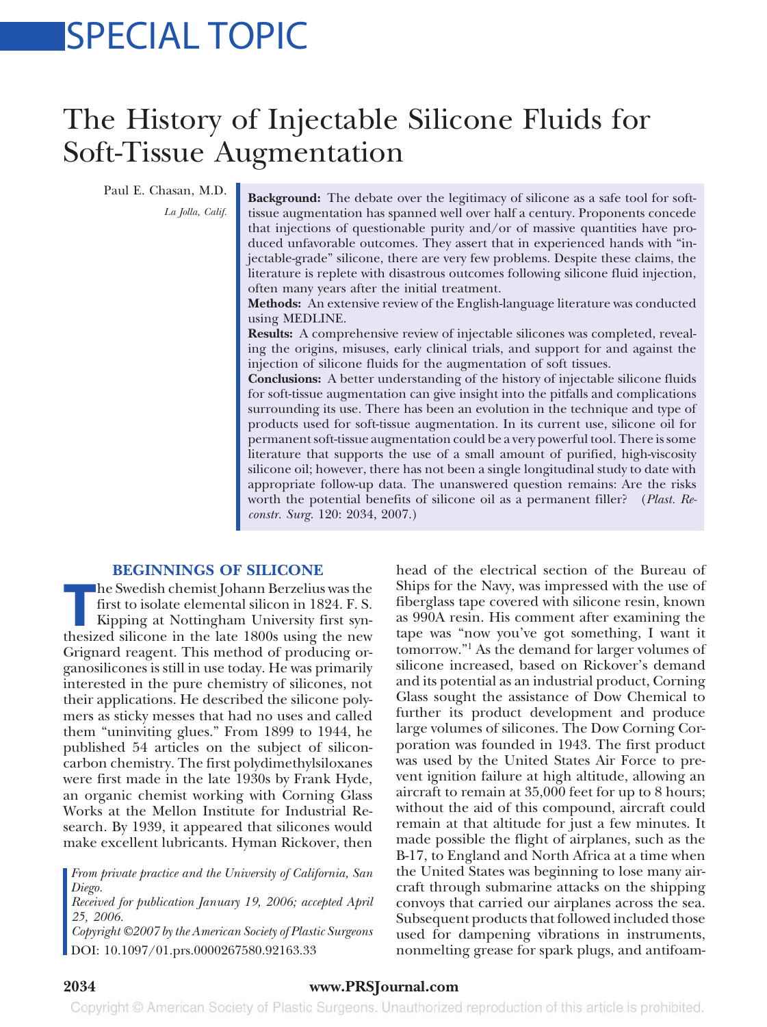SPECIAL TOPIC

# The History of Injectable Silicone Fluids for Soft-Tissue Augmentation

Paul E. Chasan, M.D.

*La Jolla, Calif.*

**Background:** The debate over the legitimacy of silicone as a safe tool for soft-tissue augmentation has spanned well over half a century. Proponents concede that injections of questionable purity and/or of massive quantities have produced unfavorable outcomes. They assert that in experienced hands with "injectable-grade" silicone, there are very few problems. Despite these claims, the literature is replete with disastrous outcomes following silicone fluid injection, often many years after the initial treatment.

**Methods:** An extensive review of the English-language literature was conducted using MEDLINE.

**Results:** A comprehensive review of injectable silicones was completed, revealing the origins, misuses, early clinical trials, and support for and against the injection of silicone fluids for the augmentation of soft tissues.

**Conclusions:** A better understanding of the history of injectable silicone fluids for soft-tissue augmentation can give insight into the pitfalls and complications surrounding its use. There has been an evolution in the technique and type of products used for soft-tissue augmentation. In its current use, silicone oil for permanent soft-tissue augmentation could be a very powerful tool. There is some literature that supports the use of a small amount of purified, high-viscosity silicone oil; however, there has not been a single longitudinal study to date with appropriate follow-up data. The unanswered question remains: Are the risks worth the potential benefits of silicone oil as a permanent filler? (*Plast. Reconstr. Surg.* 120: 2034, 2007.)

## BEGINNINGS OF SILICONE

The Swedish chemist Johann Berzelius was the first to isolate elemental silicon in 1824. F. S. Kipping at Nottingham University first synthesized silicone in the late 1800s using the new Grignard reagent. This method of producing organosilicones is still in use today. He was primarily interested in the pure chemistry of silicones, not their applications. He described the silicone polymers as sticky messes that had no uses and called them "uninviting glues." From 1899 to 1944, he published 54 articles on the subject of silicon-carbon chemistry. The first polydimethylsiloxanes were first made in the late 1930s by Frank Hyde, an organic chemist working with Corning Glass Works at the Mellon Institute for Industrial Research. By 1939, it appeared that silicones would make excellent lubricants. Hyman Rickover, then head of the electrical section of the Bureau of Ships for the Navy, was impressed with the use of fiberglass tape covered with silicone resin, known as 990A resin. His comment after examining the tape was "now you've got something, I want it tomorrow."[1] As the demand for larger volumes of silicone increased, based on Rickover's demand and its potential as an industrial product, Corning Glass sought the assistance of Dow Chemical to further its product development and produce large volumes of silicones. The Dow Corning Corporation was founded in 1943. The first product was used by the United States Air Force to prevent ignition failure at high altitude, allowing an aircraft to remain at 35,000 feet for up to 8 hours; without the aid of this compound, aircraft could remain at that altitude for just a few minutes. It made possible the flight of airplanes, such as the B-17, to England and North Africa at a time when the United States was beginning to lose many aircraft through submarine attacks on the shipping convoys that carried our airplanes across the sea. Subsequent products that followed included those used for dampening vibrations in instruments, nonmelting grease for spark plugs, and antifoam-

*From private practice and the University of California, San Diego.*

*Received for publication January 19, 2006; accepted April 25, 2006.*

*Copyright ©2007 by the American Society of Plastic Surgeons*

DOI: 10.1097/01.prs.0000267580.92163.33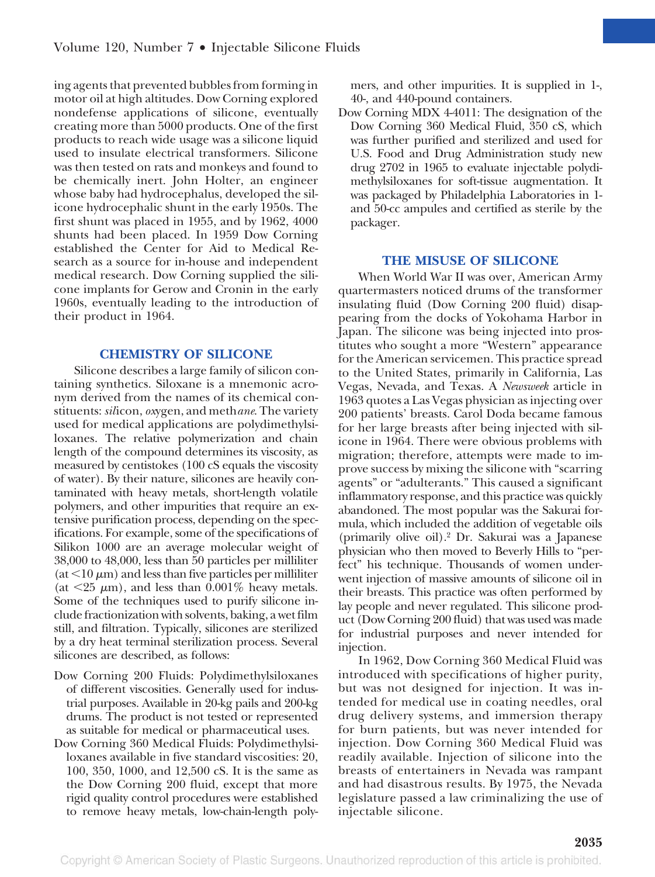ing agents that prevented bubbles from forming in motor oil at high altitudes. Dow Corning explored nondefense applications of silicone, eventually creating more than 5000 products. One of the first products to reach wide usage was a silicone liquid used to insulate electrical transformers. Silicone was then tested on rats and monkeys and found to be chemically inert. John Holter, an engineer whose baby had hydrocephalus, developed the silicone hydrocephalic shunt in the early 1950s. The first shunt was placed in 1955, and by 1962, 4000 shunts had been placed. In 1959 Dow Corning established the Center for Aid to Medical Research as a source for in-house and independent medical research. Dow Corning supplied the silicone implants for Gerow and Cronin in the early 1960s, eventually leading to the introduction of their product in 1964.

## CHEMISTRY OF SILICONE

Silicone describes a large family of silicon containing synthetics. Siloxane is a mnemonic acronym derived from the names of its chemical constituents: *sil*icon, *ox*ygen, and meth*ane*. The variety used for medical applications are polydimethylsiloxanes. The relative polymerization and chain length of the compound determines its viscosity, as measured by centistokes (100 cS equals the viscosity of water). By their nature, silicones are heavily contaminated with heavy metals, short-length volatile polymers, and other impurities that require an extensive purification process, depending on the specifications. For example, some of the specifications of Silikon 1000 are an average molecular weight of 38,000 to 48,000, less than 50 particles per milliliter (at $<10$ $\mu$m) and less than five particles per milliliter (at $<25$ $\mu$m), and less than 0.001% heavy metals. Some of the techniques used to purify silicone include fractionization with solvents, baking, a wet film still, and filtration. Typically, silicones are sterilized by a dry heat terminal sterilization process. Several silicones are described, as follows:

- Dow Corning 200 Fluids: Polydimethylsiloxanes of different viscosities. Generally used for industrial purposes. Available in 20-kg pails and 200-kg drums. The product is not tested or represented as suitable for medical or pharmaceutical uses.
- Dow Corning 360 Medical Fluids: Polydimethylsiloxanes available in five standard viscosities: 20, 100, 350, 1000, and 12,500 cS. It is the same as the Dow Corning 200 fluid, except that more rigid quality control procedures were established to remove heavy metals, low-chain-length polymers, and other impurities. It is supplied in 1-, 40-, and 440-pound containers.
- Dow Corning MDX 4-4011: The designation of the Dow Corning 360 Medical Fluid, 350 cS, which was further purified and sterilized and used for U.S. Food and Drug Administration study new drug 2702 in 1965 to evaluate injectable polydimethylsiloxanes for soft-tissue augmentation. It was packaged by Philadelphia Laboratories in 1- and 50-cc ampules and certified as sterile by the packager.

## THE MISUSE OF SILICONE

When World War II was over, American Army quartermasters noticed drums of the transformer insulating fluid (Dow Corning 200 fluid) disappearing from the docks of Yokohama Harbor in Japan. The silicone was being injected into prostitutes who sought a more "Western" appearance for the American servicemen. This practice spread to the United States, primarily in California, Las Vegas, Nevada, and Texas. A *Newsweek* article in 1963 quotes a Las Vegas physician as injecting over 200 patients' breasts. Carol Doda became famous for her large breasts after being injected with silicone in 1964. There were obvious problems with migration; therefore, attempts were made to improve success by mixing the silicone with "scarring agents" or "adulterants." This caused a significant inflammatory response, and this practice was quickly abandoned. The most popular was the Sakurai formula, which included the addition of vegetable oils (primarily olive oil).[2] Dr. Sakurai was a Japanese physician who then moved to Beverly Hills to "perfect" his technique. Thousands of women underwent injection of massive amounts of silicone oil in their breasts. This practice was often performed by lay people and never regulated. This silicone product (Dow Corning 200 fluid) that was used was made for industrial purposes and never intended for injection.

In 1962, Dow Corning 360 Medical Fluid was introduced with specifications of higher purity, but was not designed for injection. It was intended for medical use in coating needles, oral drug delivery systems, and immersion therapy for burn patients, but was never intended for injection. Dow Corning 360 Medical Fluid was readily available. Injection of silicone into the breasts of entertainers in Nevada was rampant and had disastrous results. By 1975, the Nevada legislature passed a law criminalizing the use of injectable silicone.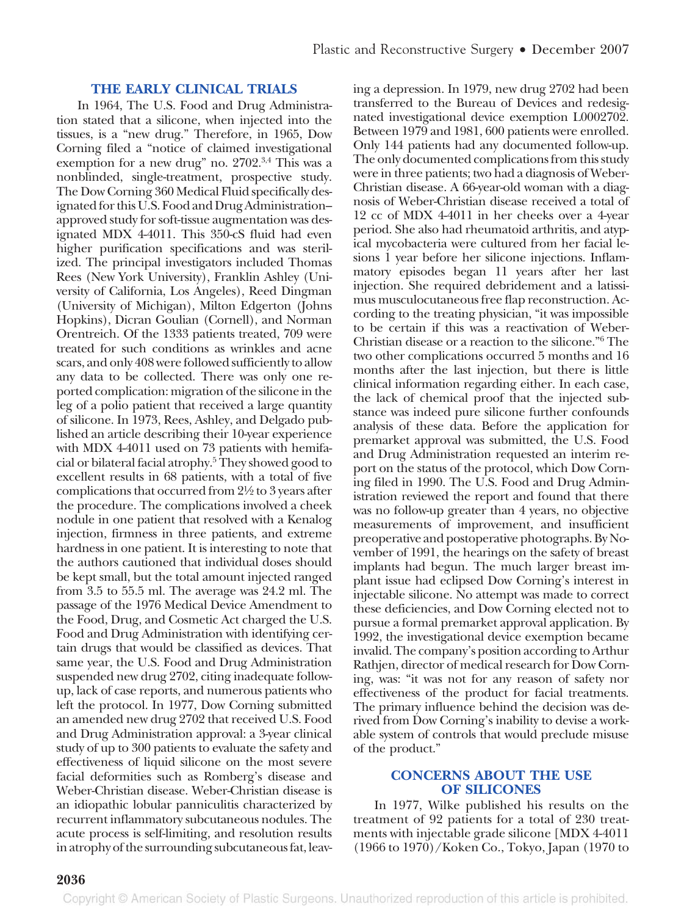## THE EARLY CLINICAL TRIALS

In 1964, The U.S. Food and Drug Administration stated that a silicone, when injected into the tissues, is a "new drug." Therefore, in 1965, Dow Corning filed a "notice of claimed investigational exemption for a new drug" no. 2702.[3,4] This was a nonblinded, single-treatment, prospective study. The Dow Corning 360 Medical Fluid specifically designated for this U.S. Food and Drug Administration–approved study for soft-tissue augmentation was designated MDX 4-4011. This 350-cS fluid had even higher purification specifications and was sterilized. The principal investigators included Thomas Rees (New York University), Franklin Ashley (University of California, Los Angeles), Reed Dingman (University of Michigan), Milton Edgerton (Johns Hopkins), Dicran Goulian (Cornell), and Norman Orentreich. Of the 1333 patients treated, 709 were treated for such conditions as wrinkles and acne scars, and only 408 were followed sufficiently to allow any data to be collected. There was only one reported complication: migration of the silicone in the leg of a polio patient that received a large quantity of silicone. In 1973, Rees, Ashley, and Delgado published an article describing their 10-year experience with MDX 4-4011 used on 73 patients with hemifacial or bilateral facial atrophy.[5] They showed good to excellent results in 68 patients, with a total of five complications that occurred from 2½ to 3 years after the procedure. The complications involved a cheek nodule in one patient that resolved with a Kenalog injection, firmness in three patients, and extreme hardness in one patient. It is interesting to note that the authors cautioned that individual doses should be kept small, but the total amount injected ranged from 3.5 to 55.5 ml. The average was 24.2 ml. The passage of the 1976 Medical Device Amendment to the Food, Drug, and Cosmetic Act charged the U.S. Food and Drug Administration with identifying certain drugs that would be classified as devices. That same year, the U.S. Food and Drug Administration suspended new drug 2702, citing inadequate follow-up, lack of case reports, and numerous patients who left the protocol. In 1977, Dow Corning submitted an amended new drug 2702 that received U.S. Food and Drug Administration approval: a 3-year clinical study of up to 300 patients to evaluate the safety and effectiveness of liquid silicone on the most severe facial deformities such as Romberg's disease and Weber-Christian disease. Weber-Christian disease is an idiopathic lobular panniculitis characterized by recurrent inflammatory subcutaneous nodules. The acute process is self-limiting, and resolution results in atrophy of the surrounding subcutaneous fat, leaving a depression. In 1979, new drug 2702 had been transferred to the Bureau of Devices and redesignated investigational device exemption L0002702. Between 1979 and 1981, 600 patients were enrolled. Only 144 patients had any documented follow-up. The only documented complications from this study were in three patients; two had a diagnosis of Weber-Christian disease. A 66-year-old woman with a diagnosis of Weber-Christian disease received a total of 12 cc of MDX 4-4011 in her cheeks over a 4-year period. She also had rheumatoid arthritis, and atypical mycobacteria were cultured from her facial lesions 1 year before her silicone injections. Inflammatory episodes began 11 years after her last injection. She required debridement and a latissimus musculocutaneous free flap reconstruction. According to the treating physician, "it was impossible to be certain if this was a reactivation of Weber-Christian disease or a reaction to the silicone."[6] The two other complications occurred 5 months and 16 months after the last injection, but there is little clinical information regarding either. In each case, the lack of chemical proof that the injected substance was indeed pure silicone further confounds analysis of these data. Before the application for premarket approval was submitted, the U.S. Food and Drug Administration requested an interim report on the status of the protocol, which Dow Corning filed in 1990. The U.S. Food and Drug Administration reviewed the report and found that there was no follow-up greater than 4 years, no objective measurements of improvement, and insufficient preoperative and postoperative photographs. By November of 1991, the hearings on the safety of breast implants had begun. The much larger breast implant issue had eclipsed Dow Corning's interest in injectable silicone. No attempt was made to correct these deficiencies, and Dow Corning elected not to pursue a formal premarket approval application. By 1992, the investigational device exemption became invalid. The company's position according to Arthur Rathjen, director of medical research for Dow Corning, was: "it was not for any reason of safety nor effectiveness of the product for facial treatments. The primary influence behind the decision was derived from Dow Corning's inability to devise a workable system of controls that would preclude misuse of the product."

## CONCERNS ABOUT THE USE OF SILICONES

In 1977, Wilke published his results on the treatment of 92 patients for a total of 230 treatments with injectable grade silicone [MDX 4-4011 (1966 to 1970)/Koken Co., Tokyo, Japan (1970 to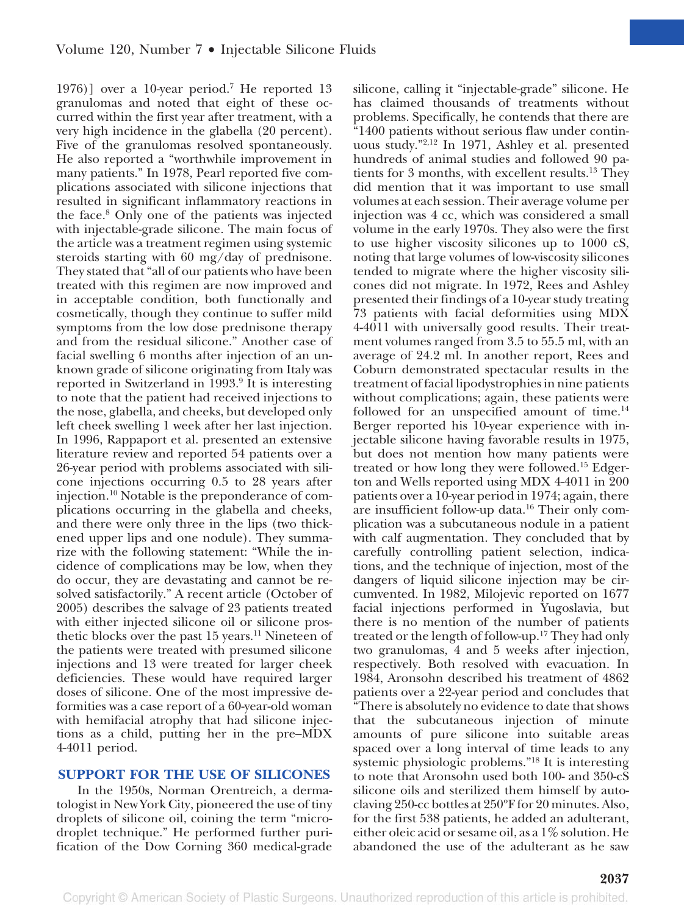1976)] over a 10-year period.[7] He reported 13 granulomas and noted that eight of these occurred within the first year after treatment, with a very high incidence in the glabella (20 percent). Five of the granulomas resolved spontaneously. He also reported a "worthwhile improvement in many patients." In 1978, Pearl reported five complications associated with silicone injections that resulted in significant inflammatory reactions in the face.[8] Only one of the patients was injected with injectable-grade silicone. The main focus of the article was a treatment regimen using systemic steroids starting with 60 mg/day of prednisone. They stated that "all of our patients who have been treated with this regimen are now improved and in acceptable condition, both functionally and cosmetically, though they continue to suffer mild symptoms from the low dose prednisone therapy and from the residual silicone." Another case of facial swelling 6 months after injection of an unknown grade of silicone originating from Italy was reported in Switzerland in 1993.[9] It is interesting to note that the patient had received injections to the nose, glabella, and cheeks, but developed only left cheek swelling 1 week after her last injection. In 1996, Rappaport et al. presented an extensive literature review and reported 54 patients over a 26-year period with problems associated with silicone injections occurring 0.5 to 28 years after injection.[10] Notable is the preponderance of complications occurring in the glabella and cheeks, and there were only three in the lips (two thickened upper lips and one nodule). They summarize with the following statement: "While the incidence of complications may be low, when they do occur, they are devastating and cannot be resolved satisfactorily." A recent article (October of 2005) describes the salvage of 23 patients treated with either injected silicone oil or silicone prosthetic blocks over the past 15 years.[11] Nineteen of the patients were treated with presumed silicone injections and 13 were treated for larger cheek deficiencies. These would have required larger doses of silicone. One of the most impressive deformities was a case report of a 60-year-old woman with hemifacial atrophy that had silicone injections as a child, putting her in the pre–MDX 4-4011 period.

## SUPPORT FOR THE USE OF SILICONES

In the 1950s, Norman Orentreich, a dermatologist in New York City, pioneered the use of tiny droplets of silicone oil, coining the term "microdroplet technique." He performed further purification of the Dow Corning 360 medical-grade silicone, calling it "injectable-grade" silicone. He has claimed thousands of treatments without problems. Specifically, he contends that there are "1400 patients without serious flaw under continuous study."[2,12] In 1971, Ashley et al. presented hundreds of animal studies and followed 90 patients for 3 months, with excellent results.[13] They did mention that it was important to use small volumes at each session. Their average volume per injection was 4 cc, which was considered a small volume in the early 1970s. They also were the first to use higher viscosity silicones up to 1000 cS, noting that large volumes of low-viscosity silicones tended to migrate where the higher viscosity silicones did not migrate. In 1972, Rees and Ashley presented their findings of a 10-year study treating 73 patients with facial deformities using MDX 4-4011 with universally good results. Their treatment volumes ranged from 3.5 to 55.5 ml, with an average of 24.2 ml. In another report, Rees and Coburn demonstrated spectacular results in the treatment of facial lipodystrophies in nine patients without complications; again, these patients were followed for an unspecified amount of time.[14] Berger reported his 10-year experience with injectable silicone having favorable results in 1975, but does not mention how many patients were treated or how long they were followed.[15] Edgerton and Wells reported using MDX 4-4011 in 200 patients over a 10-year period in 1974; again, there are insufficient follow-up data.[16] Their only complication was a subcutaneous nodule in a patient with calf augmentation. They concluded that by carefully controlling patient selection, indications, and the technique of injection, most of the dangers of liquid silicone injection may be circumvented. In 1982, Milojevic reported on 1677 facial injections performed in Yugoslavia, but there is no mention of the number of patients treated or the length of follow-up.[17] They had only two granulomas, 4 and 5 weeks after injection, respectively. Both resolved with evacuation. In 1984, Aronsohn described his treatment of 4862 patients over a 22-year period and concludes that "There is absolutely no evidence to date that shows that the subcutaneous injection of minute amounts of pure silicone into suitable areas spaced over a long interval of time leads to any systemic physiologic problems."[18] It is interesting to note that Aronsohn used both 100- and 350-cS silicone oils and sterilized them himself by autoclaving 250-cc bottles at 250°F for 20 minutes. Also, for the first 538 patients, he added an adulterant, either oleic acid or sesame oil, as a 1% solution. He abandoned the use of the adulterant as he saw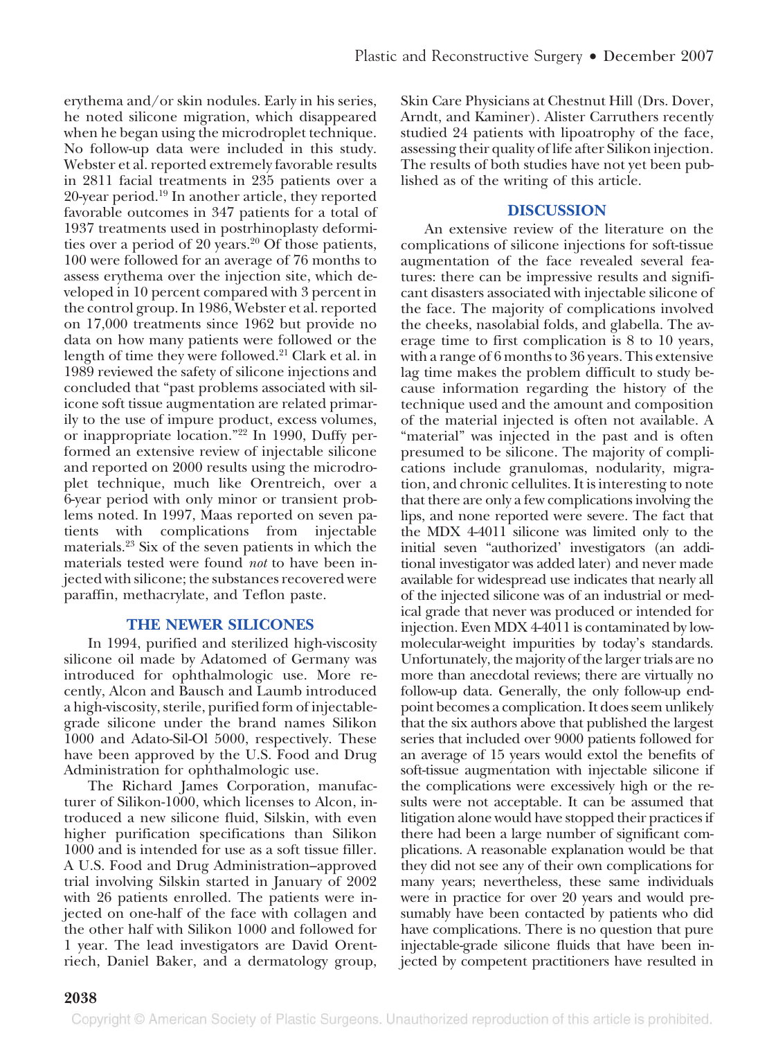erythema and/or skin nodules. Early in his series, he noted silicone migration, which disappeared when he began using the microdroplet technique. No follow-up data were included in this study. Webster et al. reported extremely favorable results in 2811 facial treatments in 235 patients over a 20-year period.[19] In another article, they reported favorable outcomes in 347 patients for a total of 1937 treatments used in postrhinoplasty deformities over a period of 20 years.[20] Of those patients, 100 were followed for an average of 76 months to assess erythema over the injection site, which developed in 10 percent compared with 3 percent in the control group. In 1986, Webster et al. reported on 17,000 treatments since 1962 but provide no data on how many patients were followed or the length of time they were followed.[21] Clark et al. in 1989 reviewed the safety of silicone injections and concluded that "past problems associated with silicone soft tissue augmentation are related primarily to the use of impure product, excess volumes, or inappropriate location."[22] In 1990, Duffy performed an extensive review of injectable silicone and reported on 2000 results using the microdroplet technique, much like Orentreich, over a 6-year period with only minor or transient problems noted. In 1997, Maas reported on seven patients with complications from injectable materials.[23] Six of the seven patients in which the materials tested were found *not* to have been injected with silicone; the substances recovered were paraffin, methacrylate, and Teflon paste.

## THE NEWER SILICONES

In 1994, purified and sterilized high-viscosity silicone oil made by Adatomed of Germany was introduced for ophthalmologic use. More recently, Alcon and Bausch and Laumb introduced a high-viscosity, sterile, purified form of injectable-grade silicone under the brand names Silikon 1000 and Adato-Sil-Ol 5000, respectively. These have been approved by the U.S. Food and Drug Administration for ophthalmologic use.

The Richard James Corporation, manufacturer of Silikon-1000, which licenses to Alcon, introduced a new silicone fluid, Silskin, with even higher purification specifications than Silikon 1000 and is intended for use as a soft tissue filler. A U.S. Food and Drug Administration–approved trial involving Silskin started in January of 2002 with 26 patients enrolled. The patients were injected on one-half of the face with collagen and the other half with Silikon 1000 and followed for 1 year. The lead investigators are David Orentriech, Daniel Baker, and a dermatology group, Skin Care Physicians at Chestnut Hill (Drs. Dover, Arndt, and Kaminer). Alister Carruthers recently studied 24 patients with lipoatrophy of the face, assessing their quality of life after Silikon injection. The results of both studies have not yet been published as of the writing of this article.

## DISCUSSION

An extensive review of the literature on the complications of silicone injections for soft-tissue augmentation of the face revealed several features: there can be impressive results and significant disasters associated with injectable silicone of the face. The majority of complications involved the cheeks, nasolabial folds, and glabella. The average time to first complication is 8 to 10 years, with a range of 6 months to 36 years. This extensive lag time makes the problem difficult to study because information regarding the history of the technique used and the amount and composition of the material injected is often not available. A "material" was injected in the past and is often presumed to be silicone. The majority of complications include granulomas, nodularity, migration, and chronic cellulites. It is interesting to note that there are only a few complications involving the lips, and none reported were severe. The fact that the MDX 4-4011 silicone was limited only to the initial seven "authorized' investigators (an additional investigator was added later) and never made available for widespread use indicates that nearly all of the injected silicone was of an industrial or medical grade that never was produced or intended for injection. Even MDX 4-4011 is contaminated by low-molecular-weight impurities by today's standards. Unfortunately, the majority of the larger trials are no more than anecdotal reviews; there are virtually no follow-up data. Generally, the only follow-up endpoint becomes a complication. It does seem unlikely that the six authors above that published the largest series that included over 9000 patients followed for an average of 15 years would extol the benefits of soft-tissue augmentation with injectable silicone if the complications were excessively high or the results were not acceptable. It can be assumed that litigation alone would have stopped their practices if there had been a large number of significant complications. A reasonable explanation would be that they did not see any of their own complications for many years; nevertheless, these same individuals were in practice for over 20 years and would presumably have been contacted by patients who did have complications. There is no question that pure injectable-grade silicone fluids that have been injected by competent practitioners have resulted in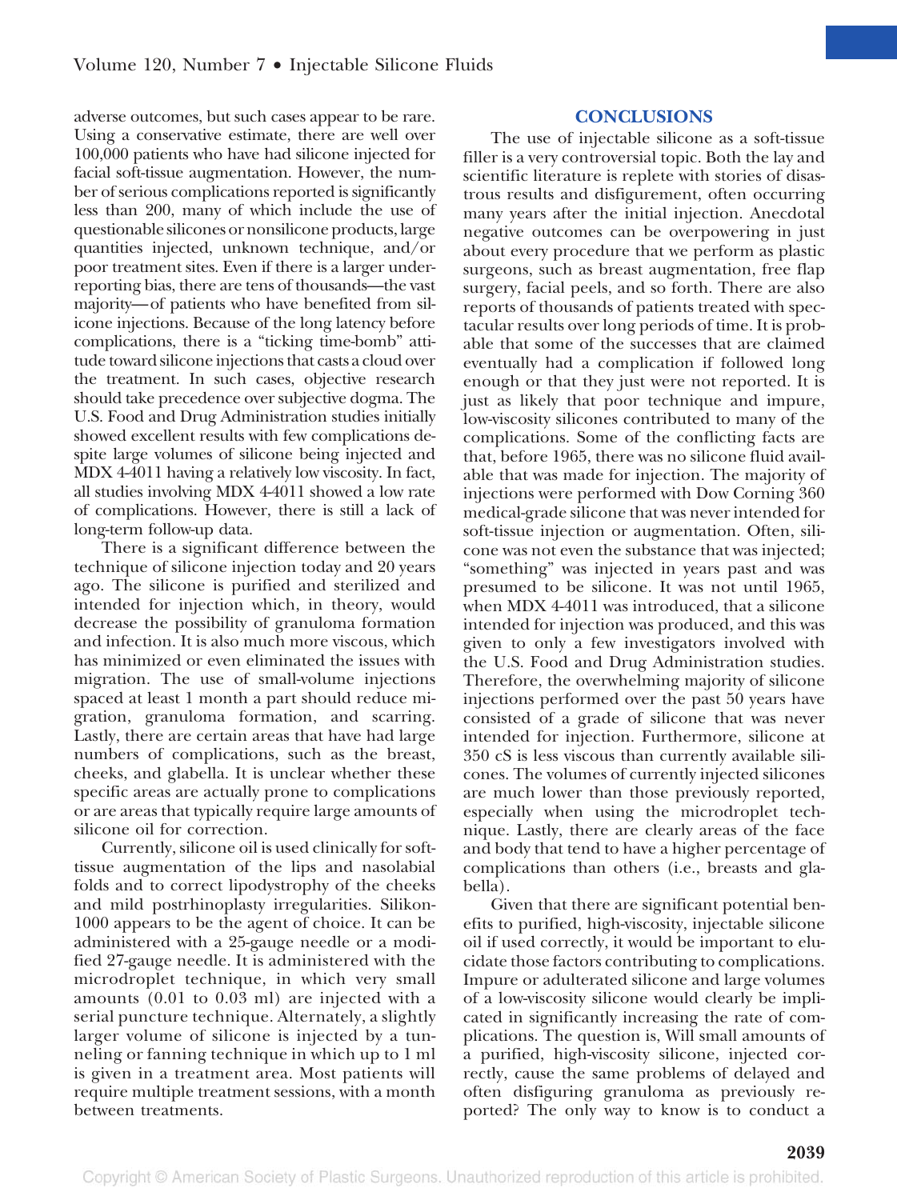adverse outcomes, but such cases appear to be rare. Using a conservative estimate, there are well over 100,000 patients who have had silicone injected for facial soft-tissue augmentation. However, the number of serious complications reported is significantly less than 200, many of which include the use of questionable silicones or nonsilicone products, large quantities injected, unknown technique, and/or poor treatment sites. Even if there is a larger underreporting bias, there are tens of thousands—the vast majority—of patients who have benefited from silicone injections. Because of the long latency before complications, there is a "ticking time-bomb" attitude toward silicone injections that casts a cloud over the treatment. In such cases, objective research should take precedence over subjective dogma. The U.S. Food and Drug Administration studies initially showed excellent results with few complications despite large volumes of silicone being injected and MDX 4-4011 having a relatively low viscosity. In fact, all studies involving MDX 4-4011 showed a low rate of complications. However, there is still a lack of long-term follow-up data.

There is a significant difference between the technique of silicone injection today and 20 years ago. The silicone is purified and sterilized and intended for injection which, in theory, would decrease the possibility of granuloma formation and infection. It is also much more viscous, which has minimized or even eliminated the issues with migration. The use of small-volume injections spaced at least 1 month a part should reduce migration, granuloma formation, and scarring. Lastly, there are certain areas that have had large numbers of complications, such as the breast, cheeks, and glabella. It is unclear whether these specific areas are actually prone to complications or are areas that typically require large amounts of silicone oil for correction.

Currently, silicone oil is used clinically for soft-tissue augmentation of the lips and nasolabial folds and to correct lipodystrophy of the cheeks and mild postrhinoplasty irregularities. Silikon-1000 appears to be the agent of choice. It can be administered with a 25-gauge needle or a modified 27-gauge needle. It is administered with the microdroplet technique, in which very small amounts (0.01 to 0.03 ml) are injected with a serial puncture technique. Alternately, a slightly larger volume of silicone is injected by a tunneling or fanning technique in which up to 1 ml is given in a treatment area. Most patients will require multiple treatment sessions, with a month between treatments.

## CONCLUSIONS

The use of injectable silicone as a soft-tissue filler is a very controversial topic. Both the lay and scientific literature is replete with stories of disastrous results and disfigurement, often occurring many years after the initial injection. Anecdotal negative outcomes can be overpowering in just about every procedure that we perform as plastic surgeons, such as breast augmentation, free flap surgery, facial peels, and so forth. There are also reports of thousands of patients treated with spectacular results over long periods of time. It is probable that some of the successes that are claimed eventually had a complication if followed long enough or that they just were not reported. It is just as likely that poor technique and impure, low-viscosity silicones contributed to many of the complications. Some of the conflicting facts are that, before 1965, there was no silicone fluid available that was made for injection. The majority of injections were performed with Dow Corning 360 medical-grade silicone that was never intended for soft-tissue injection or augmentation. Often, silicone was not even the substance that was injected; "something" was injected in years past and was presumed to be silicone. It was not until 1965, when MDX 4-4011 was introduced, that a silicone intended for injection was produced, and this was given to only a few investigators involved with the U.S. Food and Drug Administration studies. Therefore, the overwhelming majority of silicone injections performed over the past 50 years have consisted of a grade of silicone that was never intended for injection. Furthermore, silicone at 350 cS is less viscous than currently available silicones. The volumes of currently injected silicones are much lower than those previously reported, especially when using the microdroplet technique. Lastly, there are clearly areas of the face and body that tend to have a higher percentage of complications than others (i.e., breasts and glabella).

Given that there are significant potential benefits to purified, high-viscosity, injectable silicone oil if used correctly, it would be important to elucidate those factors contributing to complications. Impure or adulterated silicone and large volumes of a low-viscosity silicone would clearly be implicated in significantly increasing the rate of complications. The question is, Will small amounts of a purified, high-viscosity silicone, injected correctly, cause the same problems of delayed and often disfiguring granuloma as previously reported? The only way to know is to conduct a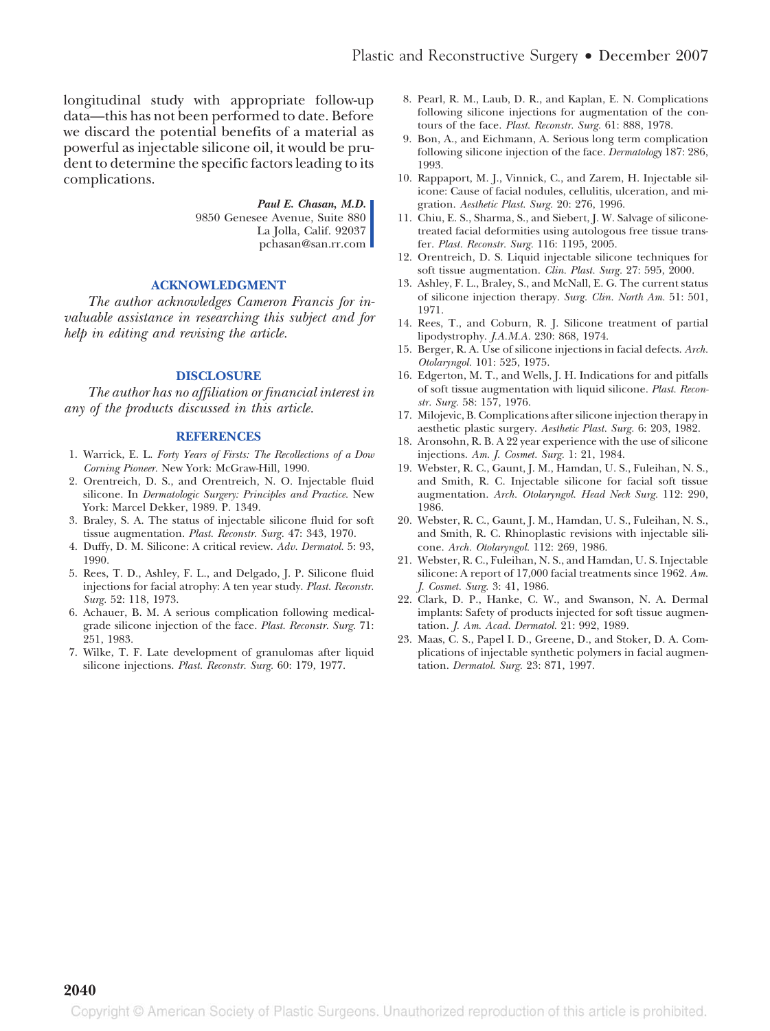longitudinal study with appropriate follow-up data—this has not been performed to date. Before we discard the potential benefits of a material as powerful as injectable silicone oil, it would be prudent to determine the specific factors leading to its complications.

***Paul E. Chasan, M.D.***
9850 Genesee Avenue, Suite 880
La Jolla, Calif. 92037
pchasan@san.rr.com

## ACKNOWLEDGMENT

*The author acknowledges Cameron Francis for invaluable assistance in researching this subject and for help in editing and revising the article.*

## DISCLOSURE

*The author has no affiliation or financial interest in any of the products discussed in this article.*

## REFERENCES

1. Warrick, E. L. *Forty Years of Firsts: The Recollections of a Dow Corning Pioneer.* New York: McGraw-Hill, 1990.
2. Orentreich, D. S., and Orentreich, N. O. Injectable fluid silicone. In *Dermatologic Surgery: Principles and Practice.* New York: Marcel Dekker, 1989. P. 1349.
3. Braley, S. A. The status of injectable silicone fluid for soft tissue augmentation. *Plast. Reconstr. Surg.* 47: 343, 1970.
4. Duffy, D. M. Silicone: A critical review. *Adv. Dermatol.* 5: 93, 1990.
5. Rees, T. D., Ashley, F. L., and Delgado, J. P. Silicone fluid injections for facial atrophy: A ten year study. *Plast. Reconstr. Surg.* 52: 118, 1973.
6. Achauer, B. M. A serious complication following medical-grade silicone injection of the face. *Plast. Reconstr. Surg.* 71: 251, 1983.
7. Wilke, T. F. Late development of granulomas after liquid silicone injections. *Plast. Reconstr. Surg.* 60: 179, 1977.
8. Pearl, R. M., Laub, D. R., and Kaplan, E. N. Complications following silicone injections for augmentation of the contours of the face. *Plast. Reconstr. Surg.* 61: 888, 1978.
9. Bon, A., and Eichmann, A. Serious long term complication following silicone injection of the face. *Dermatology* 187: 286, 1993.
10. Rappaport, M. J., Vinnick, C., and Zarem, H. Injectable silicone: Cause of facial nodules, cellulitis, ulceration, and migration. *Aesthetic Plast. Surg.* 20: 276, 1996.
11. Chiu, E. S., Sharma, S., and Siebert, J. W. Salvage of silicone-treated facial deformities using autologous free tissue transfer. *Plast. Reconstr. Surg.* 116: 1195, 2005.
12. Orentreich, D. S. Liquid injectable silicone techniques for soft tissue augmentation. *Clin. Plast. Surg.* 27: 595, 2000.
13. Ashley, F. L., Braley, S., and McNall, E. G. The current status of silicone injection therapy. *Surg. Clin. North Am.* 51: 501, 1971.
14. Rees, T., and Coburn, R. J. Silicone treatment of partial lipodystrophy. *J.A.M.A.* 230: 868, 1974.
15. Berger, R. A. Use of silicone injections in facial defects. *Arch. Otolaryngol.* 101: 525, 1975.
16. Edgerton, M. T., and Wells, J. H. Indications for and pitfalls of soft tissue augmentation with liquid silicone. *Plast. Reconstr. Surg.* 58: 157, 1976.
17. Milojevic, B. Complications after silicone injection therapy in aesthetic plastic surgery. *Aesthetic Plast. Surg.* 6: 203, 1982.
18. Aronsohn, R. B. A 22 year experience with the use of silicone injections. *Am. J. Cosmet. Surg.* 1: 21, 1984.
19. Webster, R. C., Gaunt, J. M., Hamdan, U. S., Fuleihan, N. S., and Smith, R. C. Injectable silicone for facial soft tissue augmentation. *Arch. Otolaryngol. Head Neck Surg.* 112: 290, 1986.
20. Webster, R. C., Gaunt, J. M., Hamdan, U. S., Fuleihan, N. S., and Smith, R. C. Rhinoplastic revisions with injectable silicone. *Arch. Otolaryngol.* 112: 269, 1986.
21. Webster, R. C., Fuleihan, N. S., and Hamdan, U. S. Injectable silicone: A report of 17,000 facial treatments since 1962. *Am. J. Cosmet. Surg.* 3: 41, 1986.
22. Clark, D. P., Hanke, C. W., and Swanson, N. A. Dermal implants: Safety of products injected for soft tissue augmentation. *J. Am. Acad. Dermatol.* 21: 992, 1989.
23. Maas, C. S., Papel I. D., Greene, D., and Stoker, D. A. Complications of injectable synthetic polymers in facial augmentation. *Dermatol. Surg.* 23: 871, 1997.